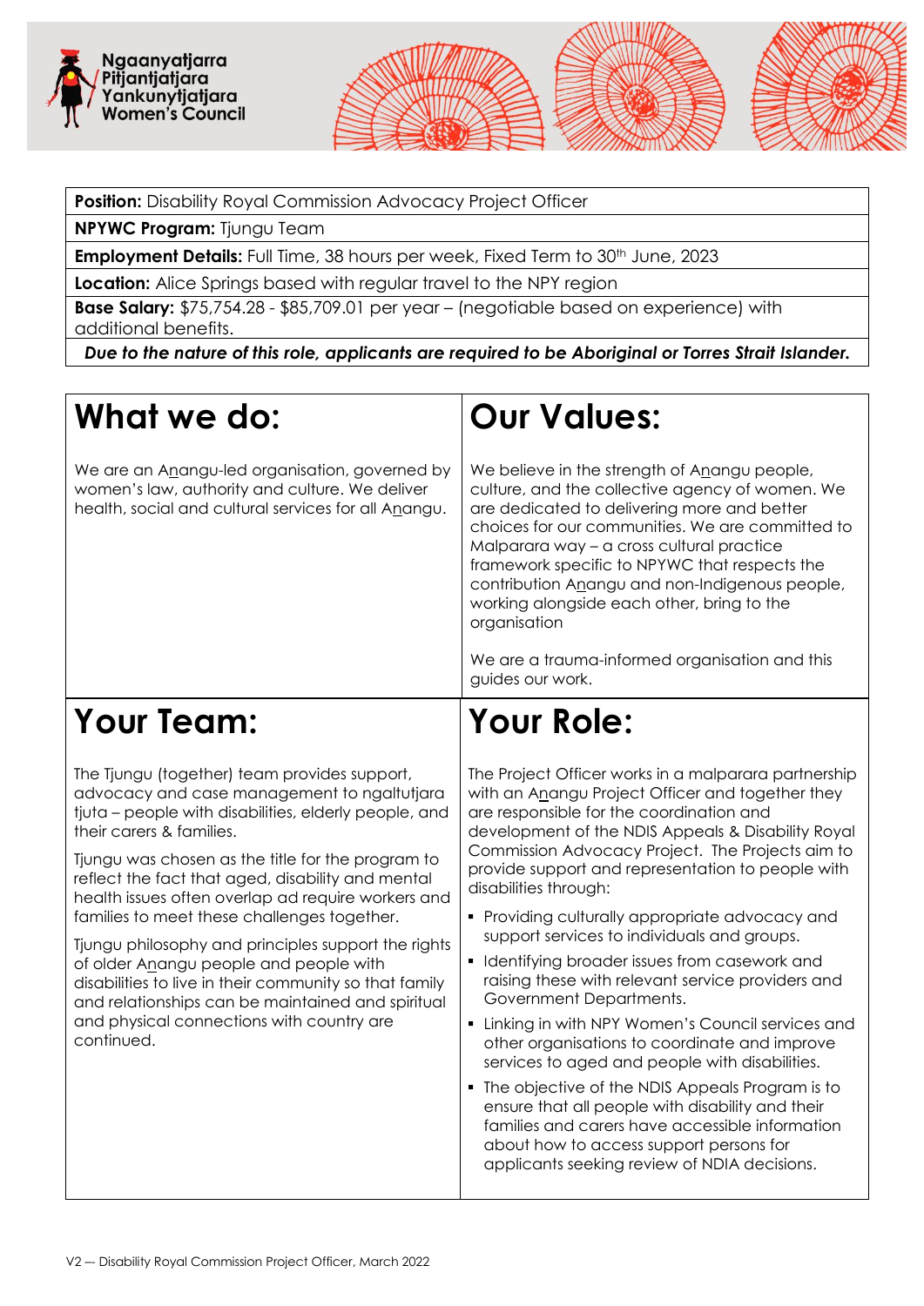Ngaanyatjarra Pitjantjatjara Yankunytjatjara Women's Council

| **Position:** Disability Royal Commission Advocacy Project Officer |
|---|
| **NPYWC Program:** Tjungu Team |
| **Employment Details:** Full Time, 38 hours per week, Fixed Term to 30th June, 2023 |
| **Location:** Alice Springs based with regular travel to the NPY region |
| **Base Salary:** $75,754.28 - $85,709.01 per year – (negotiable based on experience) with additional benefits. |
| ***Due to the nature of this role, applicants are required to be Aboriginal or Torres Strait Islander.*** |

# What we do:

We are an Anangu-led organisation, governed by women's law, authority and culture. We deliver health, social and cultural services for all Anangu.

# Our Values:

We believe in the strength of Anangu people, culture, and the collective agency of women. We are dedicated to delivering more and better choices for our communities. We are committed to Malparara way – a cross cultural practice framework specific to NPYWC that respects the contribution Anangu and non-Indigenous people, working alongside each other, bring to the organisation

We are a trauma-informed organisation and this guides our work.

# Your Team:

The Tjungu (together) team provides support, advocacy and case management to ngaltutjara tjuta – people with disabilities, elderly people, and their carers & families.

Tjungu was chosen as the title for the program to reflect the fact that aged, disability and mental health issues often overlap ad require workers and families to meet these challenges together.

Tjungu philosophy and principles support the rights of older Anangu people and people with disabilities to live in their community so that family and relationships can be maintained and spiritual and physical connections with country are continued.

# Your Role:

The Project Officer works in a malparara partnership with an Anangu Project Officer and together they are responsible for the coordination and development of the NDIS Appeals & Disability Royal Commission Advocacy Project. The Projects aim to provide support and representation to people with disabilities through:

- Providing culturally appropriate advocacy and support services to individuals and groups.
- Identifying broader issues from casework and raising these with relevant service providers and Government Departments.
- Linking in with NPY Women's Council services and other organisations to coordinate and improve services to aged and people with disabilities.
- The objective of the NDIS Appeals Program is to ensure that all people with disability and their families and carers have accessible information about how to access support persons for applicants seeking review of NDIA decisions.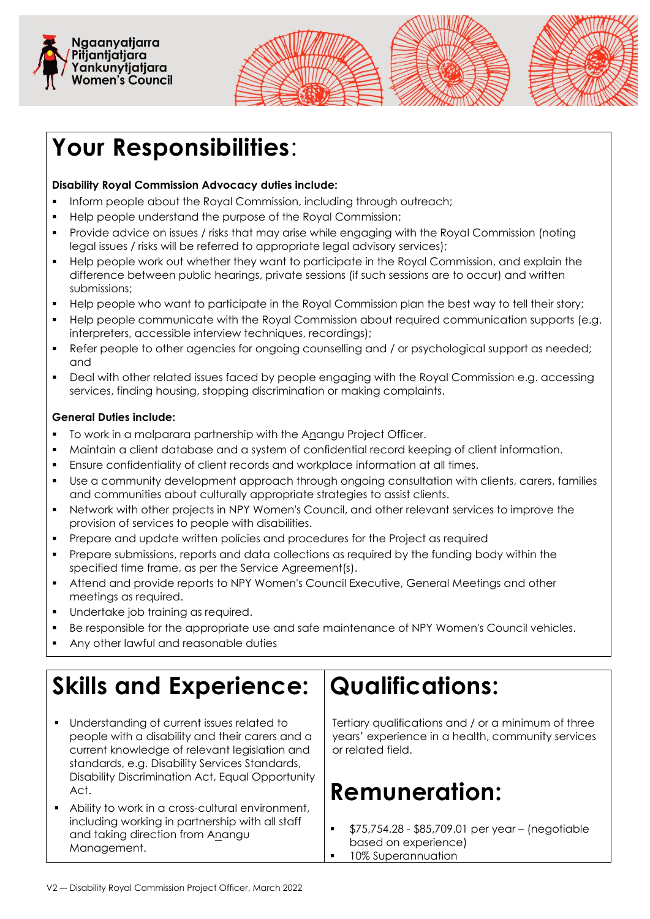# Your Responsibilities:

**Disability Royal Commission Advocacy duties include:**

- Inform people about the Royal Commission, including through outreach;
- Help people understand the purpose of the Royal Commission;
- Provide advice on issues / risks that may arise while engaging with the Royal Commission (noting legal issues / risks will be referred to appropriate legal advisory services);
- Help people work out whether they want to participate in the Royal Commission, and explain the difference between public hearings, private sessions (if such sessions are to occur) and written submissions;
- Help people who want to participate in the Royal Commission plan the best way to tell their story;
- Help people communicate with the Royal Commission about required communication supports (e.g. interpreters, accessible interview techniques, recordings);
- Refer people to other agencies for ongoing counselling and / or psychological support as needed; and
- Deal with other related issues faced by people engaging with the Royal Commission e.g. accessing services, finding housing, stopping discrimination or making complaints.

**General Duties include:**

- To work in a malparara partnership with the Anangu Project Officer.
- Maintain a client database and a system of confidential record keeping of client information.
- Ensure confidentiality of client records and workplace information at all times.
- Use a community development approach through ongoing consultation with clients, carers, families and communities about culturally appropriate strategies to assist clients.
- Network with other projects in NPY Women's Council, and other relevant services to improve the provision of services to people with disabilities.
- Prepare and update written policies and procedures for the Project as required
- Prepare submissions, reports and data collections as required by the funding body within the specified time frame, as per the Service Agreement(s).
- Attend and provide reports to NPY Women's Council Executive, General Meetings and other meetings as required.
- Undertake job training as required.
- Be responsible for the appropriate use and safe maintenance of NPY Women's Council vehicles.
- Any other lawful and reasonable duties

# Skills and Experience:

- Understanding of current issues related to people with a disability and their carers and a current knowledge of relevant legislation and standards, e.g. Disability Services Standards, Disability Discrimination Act, Equal Opportunity Act.
- Ability to work in a cross-cultural environment, including working in partnership with all staff and taking direction from Anangu Management.

# Qualifications:

Tertiary qualifications and / or a minimum of three years' experience in a health, community services or related field.

# Remuneration:

- $75,754.28 - $85,709.01 per year – (negotiable based on experience)
- 10% Superannuation

V2 –- Disability Royal Commission Project Officer, March 2022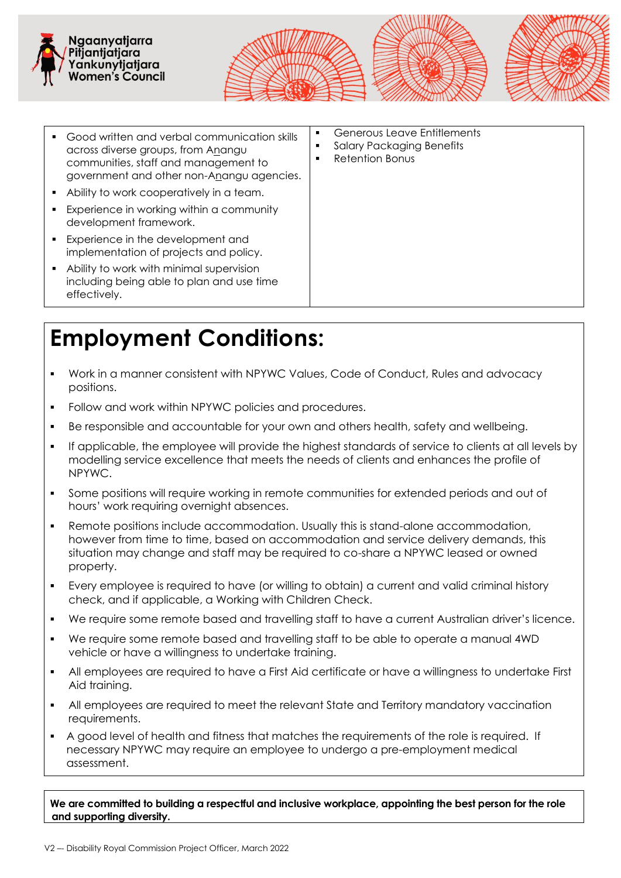| | |
|---|---|
| ▪ Good written and verbal communication skills across diverse groups, from Anangu communities, staff and management to government and other non-Anangu agencies.<br>▪ Ability to work cooperatively in a team.<br>▪ Experience in working within a community development framework.<br>▪ Experience in the development and implementation of projects and policy.<br>▪ Ability to work with minimal supervision including being able to plan and use time effectively. | ▪ Generous Leave Entitlements<br>▪ Salary Packaging Benefits<br>▪ Retention Bonus |

# Employment Conditions:

- Work in a manner consistent with NPYWC Values, Code of Conduct, Rules and advocacy positions.
- Follow and work within NPYWC policies and procedures.
- Be responsible and accountable for your own and others health, safety and wellbeing.
- If applicable, the employee will provide the highest standards of service to clients at all levels by modelling service excellence that meets the needs of clients and enhances the profile of NPYWC.
- Some positions will require working in remote communities for extended periods and out of hours' work requiring overnight absences.
- Remote positions include accommodation. Usually this is stand-alone accommodation, however from time to time, based on accommodation and service delivery demands, this situation may change and staff may be required to co-share a NPYWC leased or owned property.
- Every employee is required to have (or willing to obtain) a current and valid criminal history check, and if applicable, a Working with Children Check.
- We require some remote based and travelling staff to have a current Australian driver's licence.
- We require some remote based and travelling staff to be able to operate a manual 4WD vehicle or have a willingness to undertake training.
- All employees are required to have a First Aid certificate or have a willingness to undertake First Aid training.
- All employees are required to meet the relevant State and Territory mandatory vaccination requirements.
- A good level of health and fitness that matches the requirements of the role is required. If necessary NPYWC may require an employee to undergo a pre-employment medical assessment.

**We are committed to building a respectful and inclusive workplace, appointing the best person for the role and supporting diversity.**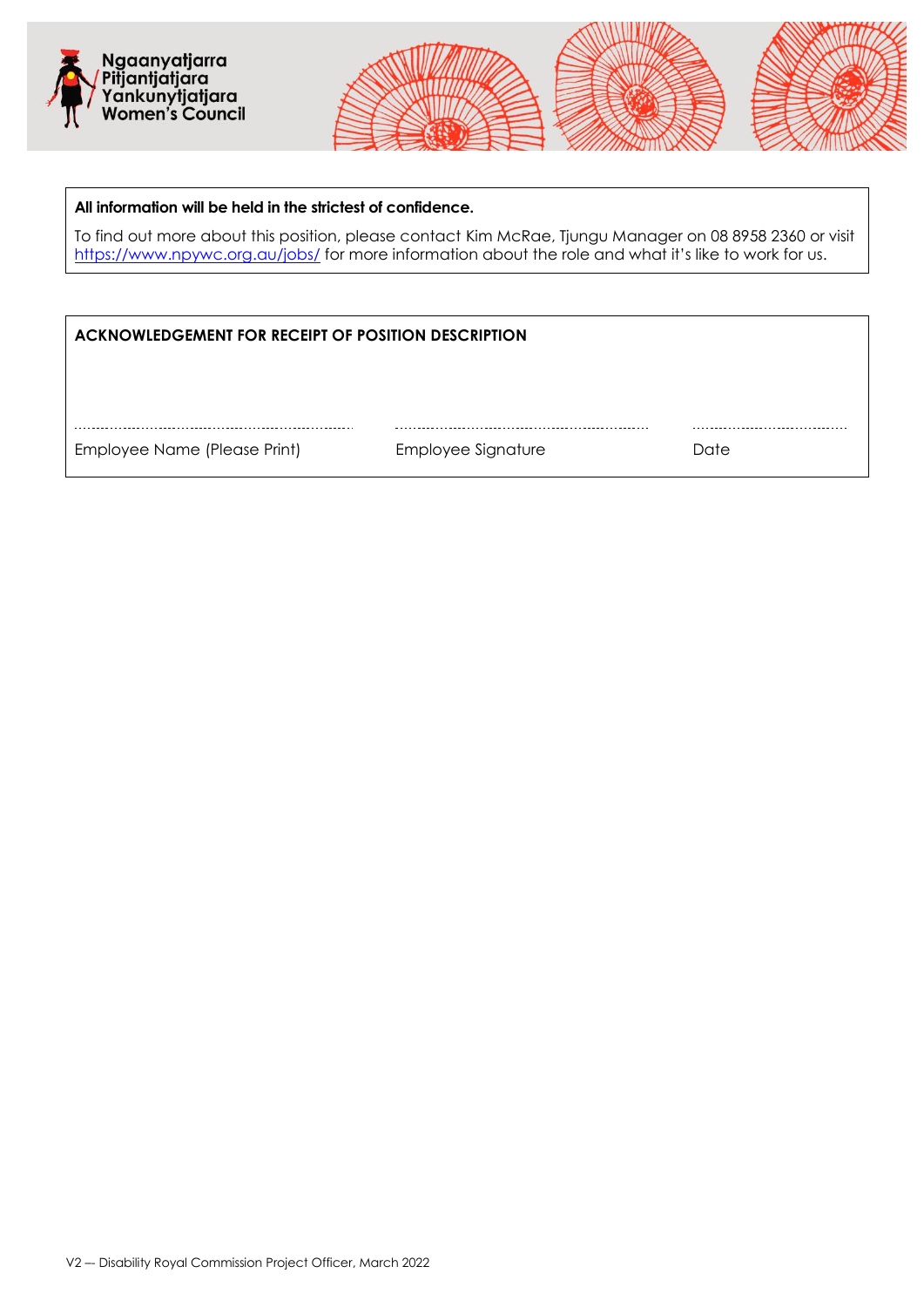**All information will be held in the strictest of confidence.**

To find out more about this position, please contact Kim McRae, Tjungu Manager on 08 8958 2360 or visit https://www.npywc.org.au/jobs/ for more information about the role and what it's like to work for us.

**ACKNOWLEDGEMENT FOR RECEIPT OF POSITION DESCRIPTION**

| ........................................ | ........................................ | .................... |
|---|---|---|
| Employee Name (Please Print) | Employee Signature | Date |